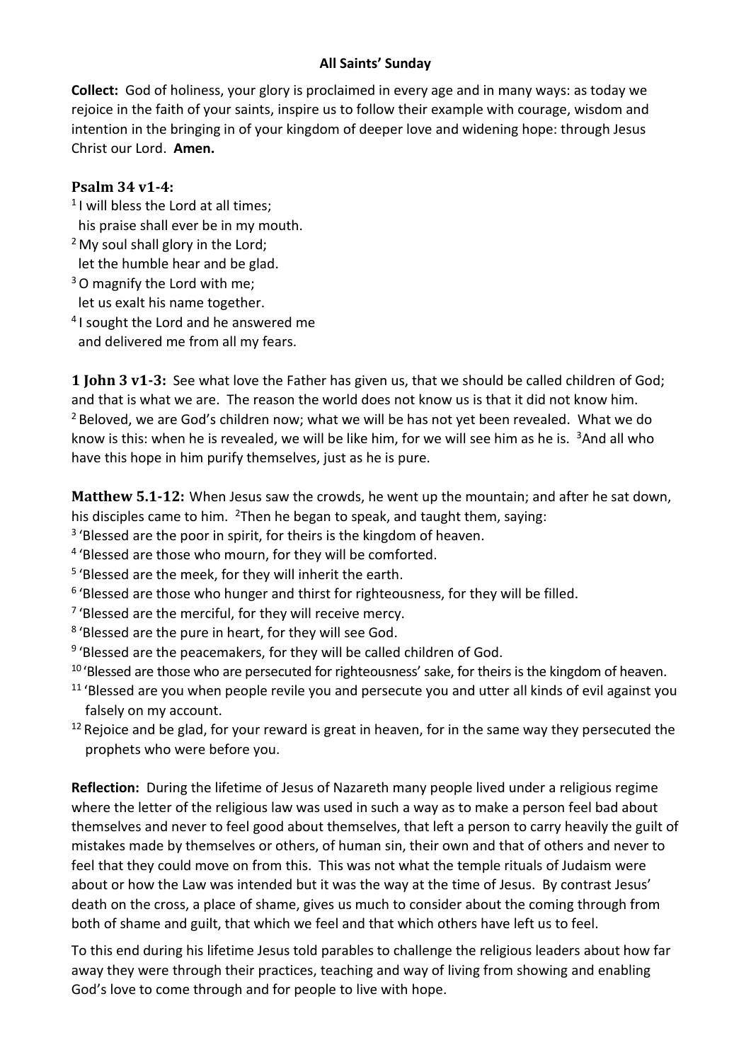**All Saints' Sunday**

**Collect:** God of holiness, your glory is proclaimed in every age and in many ways: as today we rejoice in the faith of your saints, inspire us to follow their example with courage, wisdom and intention in the bringing in of your kingdom of deeper love and widening hope: through Jesus Christ our Lord. **Amen.**

### Psalm 34 v1-4:

[1] I will bless the Lord at all times;
his praise shall ever be in my mouth.
[2] My soul shall glory in the Lord;
let the humble hear and be glad.
[3] O magnify the Lord with me;
let us exalt his name together.
[4] I sought the Lord and he answered me
and delivered me from all my fears.

**1 John 3 v1-3:** See what love the Father has given us, that we should be called children of God; and that is what we are. The reason the world does not know us is that it did not know him. [2] Beloved, we are God's children now; what we will be has not yet been revealed. What we do know is this: when he is revealed, we will be like him, for we will see him as he is. [3] And all who have this hope in him purify themselves, just as he is pure.

**Matthew 5.1-12:** When Jesus saw the crowds, he went up the mountain; and after he sat down, his disciples came to him. [2] Then he began to speak, and taught them, saying:

[3] 'Blessed are the poor in spirit, for theirs is the kingdom of heaven.
[4] 'Blessed are those who mourn, for they will be comforted.
[5] 'Blessed are the meek, for they will inherit the earth.
[6] 'Blessed are those who hunger and thirst for righteousness, for they will be filled.
[7] 'Blessed are the merciful, for they will receive mercy.
[8] 'Blessed are the pure in heart, for they will see God.
[9] 'Blessed are the peacemakers, for they will be called children of God.
[10] 'Blessed are those who are persecuted for righteousness' sake, for theirs is the kingdom of heaven.
[11] 'Blessed are you when people revile you and persecute you and utter all kinds of evil against you falsely on my account.
[12] Rejoice and be glad, for your reward is great in heaven, for in the same way they persecuted the prophets who were before you.

**Reflection:** During the lifetime of Jesus of Nazareth many people lived under a religious regime where the letter of the religious law was used in such a way as to make a person feel bad about themselves and never to feel good about themselves, that left a person to carry heavily the guilt of mistakes made by themselves or others, of human sin, their own and that of others and never to feel that they could move on from this. This was not what the temple rituals of Judaism were about or how the Law was intended but it was the way at the time of Jesus. By contrast Jesus' death on the cross, a place of shame, gives us much to consider about the coming through from both of shame and guilt, that which we feel and that which others have left us to feel.

To this end during his lifetime Jesus told parables to challenge the religious leaders about how far away they were through their practices, teaching and way of living from showing and enabling God's love to come through and for people to live with hope.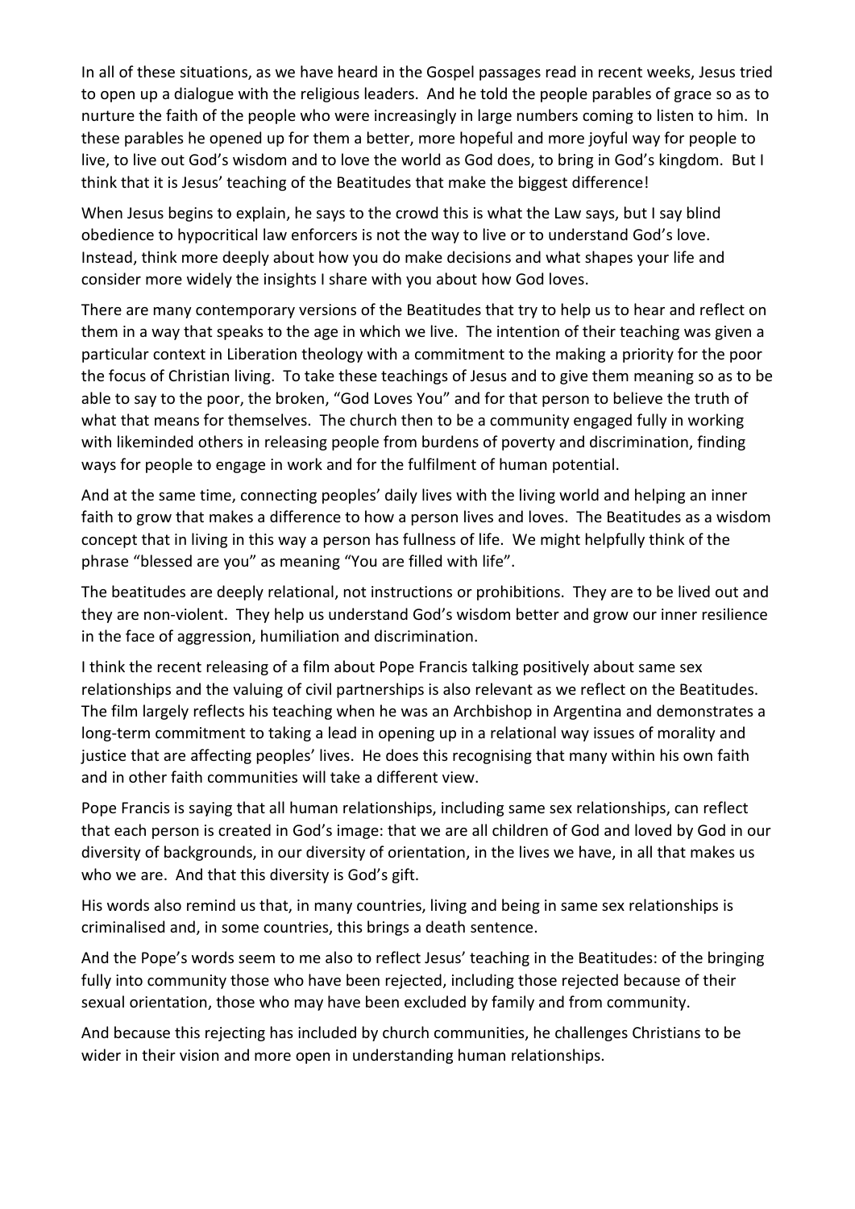In all of these situations, as we have heard in the Gospel passages read in recent weeks, Jesus tried to open up a dialogue with the religious leaders. And he told the people parables of grace so as to nurture the faith of the people who were increasingly in large numbers coming to listen to him. In these parables he opened up for them a better, more hopeful and more joyful way for people to live, to live out God's wisdom and to love the world as God does, to bring in God's kingdom. But I think that it is Jesus' teaching of the Beatitudes that make the biggest difference!

When Jesus begins to explain, he says to the crowd this is what the Law says, but I say blind obedience to hypocritical law enforcers is not the way to live or to understand God's love. Instead, think more deeply about how you do make decisions and what shapes your life and consider more widely the insights I share with you about how God loves.

There are many contemporary versions of the Beatitudes that try to help us to hear and reflect on them in a way that speaks to the age in which we live. The intention of their teaching was given a particular context in Liberation theology with a commitment to the making a priority for the poor the focus of Christian living. To take these teachings of Jesus and to give them meaning so as to be able to say to the poor, the broken, "God Loves You" and for that person to believe the truth of what that means for themselves. The church then to be a community engaged fully in working with likeminded others in releasing people from burdens of poverty and discrimination, finding ways for people to engage in work and for the fulfilment of human potential.

And at the same time, connecting peoples' daily lives with the living world and helping an inner faith to grow that makes a difference to how a person lives and loves. The Beatitudes as a wisdom concept that in living in this way a person has fullness of life. We might helpfully think of the phrase "blessed are you" as meaning "You are filled with life".

The beatitudes are deeply relational, not instructions or prohibitions. They are to be lived out and they are non-violent. They help us understand God's wisdom better and grow our inner resilience in the face of aggression, humiliation and discrimination.

I think the recent releasing of a film about Pope Francis talking positively about same sex relationships and the valuing of civil partnerships is also relevant as we reflect on the Beatitudes. The film largely reflects his teaching when he was an Archbishop in Argentina and demonstrates a long-term commitment to taking a lead in opening up in a relational way issues of morality and justice that are affecting peoples' lives. He does this recognising that many within his own faith and in other faith communities will take a different view.

Pope Francis is saying that all human relationships, including same sex relationships, can reflect that each person is created in God's image: that we are all children of God and loved by God in our diversity of backgrounds, in our diversity of orientation, in the lives we have, in all that makes us who we are. And that this diversity is God's gift.

His words also remind us that, in many countries, living and being in same sex relationships is criminalised and, in some countries, this brings a death sentence.

And the Pope's words seem to me also to reflect Jesus' teaching in the Beatitudes: of the bringing fully into community those who have been rejected, including those rejected because of their sexual orientation, those who may have been excluded by family and from community.

And because this rejecting has included by church communities, he challenges Christians to be wider in their vision and more open in understanding human relationships.